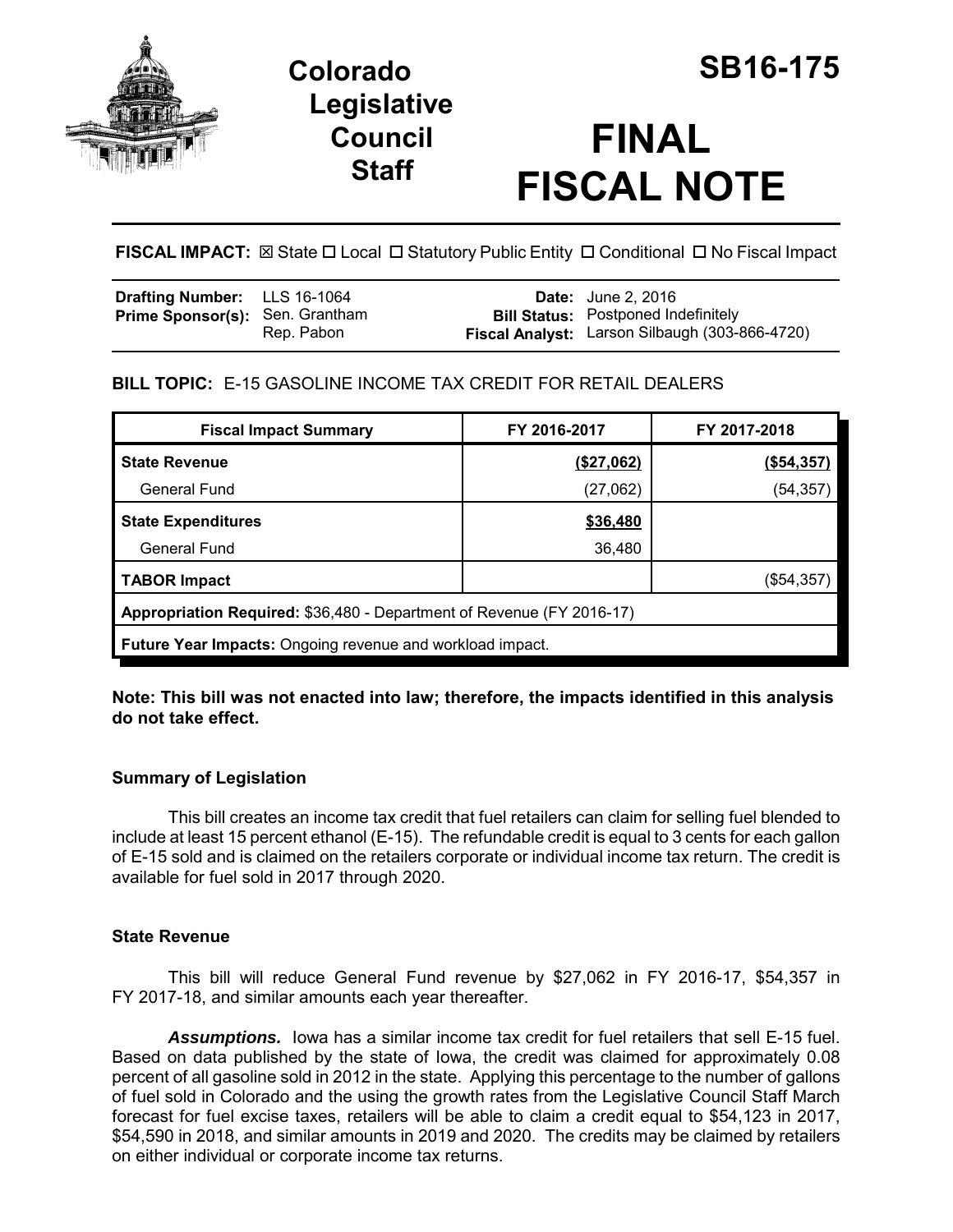# Colorado Legislative Council Staff

# SB16-175

# FINAL FISCAL NOTE

**FISCAL IMPACT:** ☒ State ☐ Local ☐ Statutory Public Entity ☐ Conditional ☐ No Fiscal Impact

| | | | |
|---|---|---|---|
| **Drafting Number:** | LLS 16-1064 | **Date:** | June 2, 2016 |
| **Prime Sponsor(s):** | Sen. Grantham<br>Rep. Pabon | **Bill Status:** | Postponed Indefinitely |
| | | **Fiscal Analyst:** | Larson Silbaugh (303-866-4720) |

**BILL TOPIC:** E-15 GASOLINE INCOME TAX CREDIT FOR RETAIL DEALERS

| Fiscal Impact Summary | FY 2016-2017 | FY 2017-2018 |
|---|---|---|
| **State Revenue** | **(\$27,062)** | **(\$54,357)** |
| General Fund | (27,062) | (54,357) |
| **State Expenditures** | **\$36,480** | |
| General Fund | 36,480 | |
| **TABOR Impact** | | (\$54,357) |
| **Appropriation Required:** \$36,480 - Department of Revenue (FY 2016-17) | | |
| **Future Year Impacts:** Ongoing revenue and workload impact. | | |

**Note: This bill was not enacted into law; therefore, the impacts identified in this analysis do not take effect.**

### Summary of Legislation

This bill creates an income tax credit that fuel retailers can claim for selling fuel blended to include at least 15 percent ethanol (E-15). The refundable credit is equal to 3 cents for each gallon of E-15 sold and is claimed on the retailers corporate or individual income tax return. The credit is available for fuel sold in 2017 through 2020.

### State Revenue

This bill will reduce General Fund revenue by \$27,062 in FY 2016-17, \$54,357 in FY 2017-18, and similar amounts each year thereafter.

***Assumptions.*** Iowa has a similar income tax credit for fuel retailers that sell E-15 fuel. Based on data published by the state of Iowa, the credit was claimed for approximately 0.08 percent of all gasoline sold in 2012 in the state. Applying this percentage to the number of gallons of fuel sold in Colorado and the using the growth rates from the Legislative Council Staff March forecast for fuel excise taxes, retailers will be able to claim a credit equal to \$54,123 in 2017, \$54,590 in 2018, and similar amounts in 2019 and 2020. The credits may be claimed by retailers on either individual or corporate income tax returns.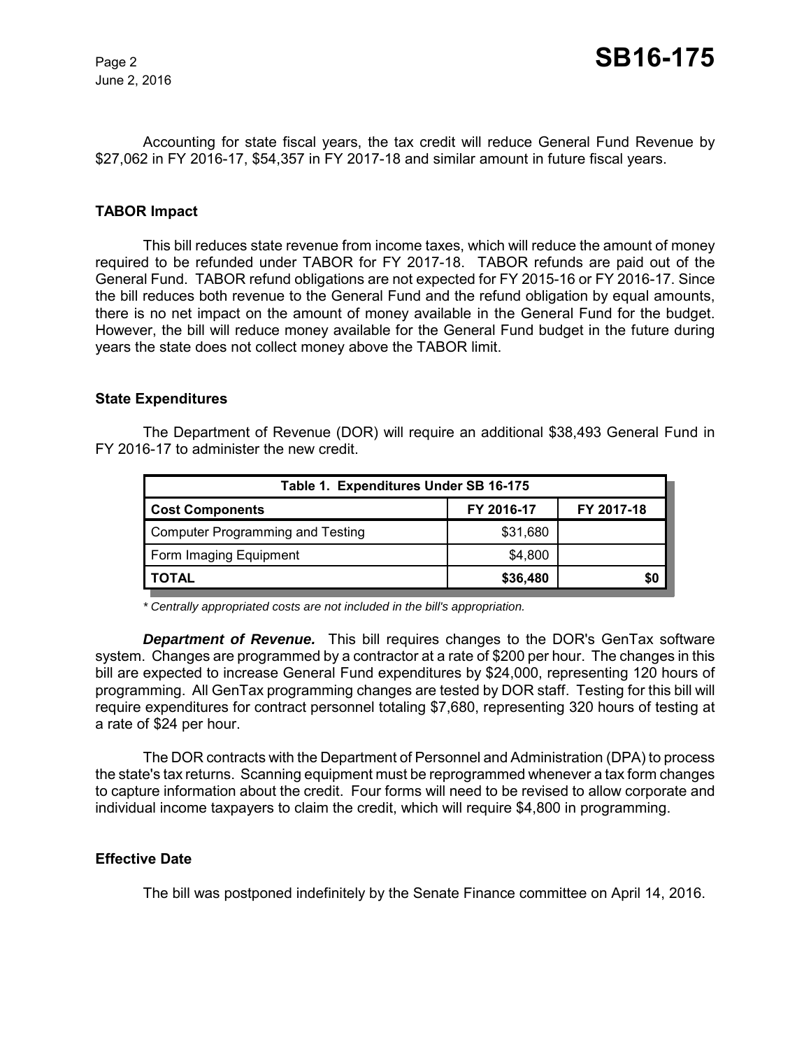Accounting for state fiscal years, the tax credit will reduce General Fund Revenue by $27,062 in FY 2016-17, $54,357 in FY 2017-18 and similar amount in future fiscal years.

## TABOR Impact

This bill reduces state revenue from income taxes, which will reduce the amount of money required to be refunded under TABOR for FY 2017-18. TABOR refunds are paid out of the General Fund. TABOR refund obligations are not expected for FY 2015-16 or FY 2016-17. Since the bill reduces both revenue to the General Fund and the refund obligation by equal amounts, there is no net impact on the amount of money available in the General Fund for the budget. However, the bill will reduce money available for the General Fund budget in the future during years the state does not collect money above the TABOR limit.

## State Expenditures

The Department of Revenue (DOR) will require an additional $38,493 General Fund in FY 2016-17 to administer the new credit.

| Table 1. Expenditures Under SB 16-175 | | |
|---|---|---|
| **Cost Components** | **FY 2016-17** | **FY 2017-18** |
| Computer Programming and Testing | $31,680 | |
| Form Imaging Equipment | $4,800 | |
| **TOTAL** | **$36,480** | **$0** |

*\* Centrally appropriated costs are not included in the bill's appropriation.*

***Department of Revenue.*** This bill requires changes to the DOR's GenTax software system. Changes are programmed by a contractor at a rate of $200 per hour. The changes in this bill are expected to increase General Fund expenditures by $24,000, representing 120 hours of programming. All GenTax programming changes are tested by DOR staff. Testing for this bill will require expenditures for contract personnel totaling $7,680, representing 320 hours of testing at a rate of $24 per hour.

The DOR contracts with the Department of Personnel and Administration (DPA) to process the state's tax returns. Scanning equipment must be reprogrammed whenever a tax form changes to capture information about the credit. Four forms will need to be revised to allow corporate and individual income taxpayers to claim the credit, which will require $4,800 in programming.

## Effective Date

The bill was postponed indefinitely by the Senate Finance committee on April 14, 2016.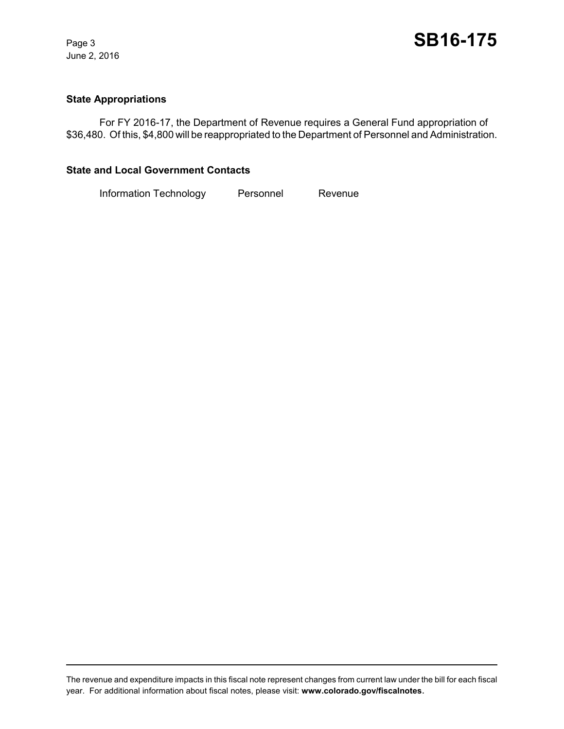## State Appropriations

For FY 2016-17, the Department of Revenue requires a General Fund appropriation of $36,480. Of this, $4,800 will be reappropriated to the Department of Personnel and Administration.

## State and Local Government Contacts

Information Technology Personnel Revenue

The revenue and expenditure impacts in this fiscal note represent changes from current law under the bill for each fiscal year. For additional information about fiscal notes, please visit: **www.colorado.gov/fiscalnotes.**